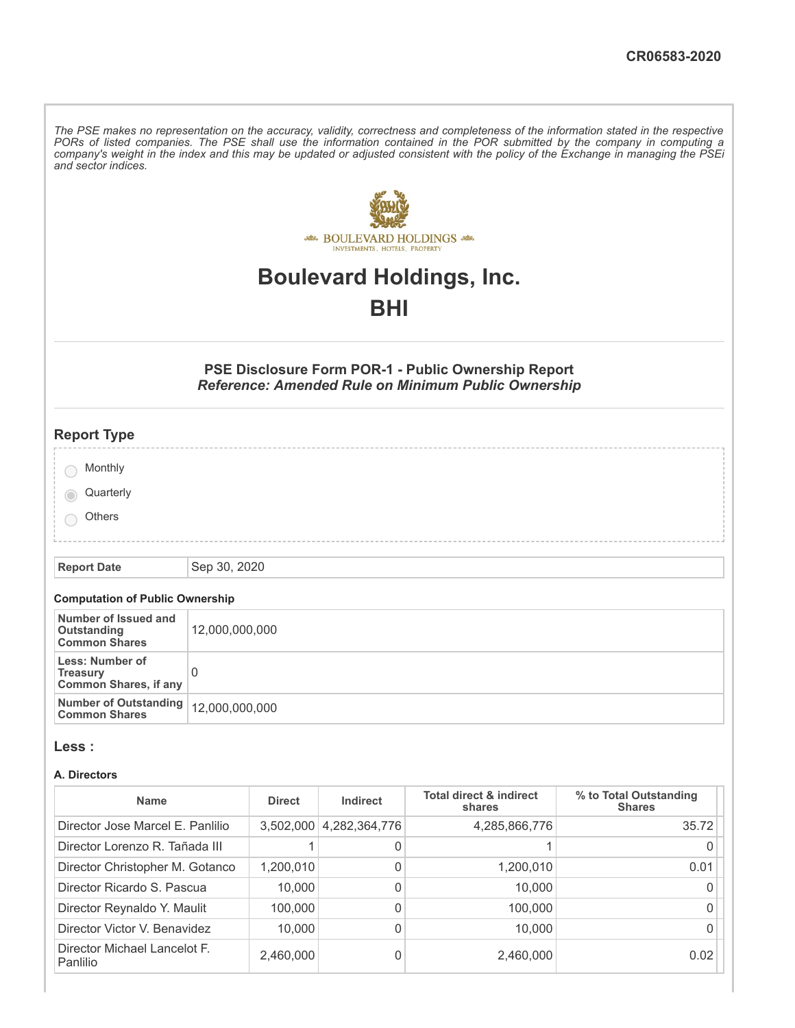CR06583-2020

*The PSE makes no representation on the accuracy, validity, correctness and completeness of the information stated in the respective PORs of listed companies. The PSE shall use the information contained in the POR submitted by the company in computing a company's weight in the index and this may be updated or adjusted consistent with the policy of the Exchange in managing the PSEi and sector indices.*

# Boulevard Holdings, Inc.

# BHI

### PSE Disclosure Form POR-1 - Public Ownership Report
***Reference: Amended Rule on Minimum Public Ownership***

## Report Type

- ○ Monthly
- ◉ Quarterly
- ○ Others

| **Report Date** | Sep 30, 2020 |
|---|---|

#### Computation of Public Ownership

| | |
|---|---|
| **Number of Issued and Outstanding Common Shares** | 12,000,000,000 |
| **Less: Number of Treasury Common Shares, if any** | 0 |
| **Number of Outstanding Common Shares** | 12,000,000,000 |

## Less :

#### A. Directors

| Name | Direct | Indirect | Total direct & indirect shares | % to Total Outstanding Shares |
|---|---|---|---|---|
| Director Jose Marcel E. Panlilio | 3,502,000 | 4,282,364,776 | 4,285,866,776 | 35.72 |
| Director Lorenzo R. Tañada III | 1 | 0 | 1 | 0 |
| Director Christopher M. Gotanco | 1,200,010 | 0 | 1,200,010 | 0.01 |
| Director Ricardo S. Pascua | 10,000 | 0 | 10,000 | 0 |
| Director Reynaldo Y. Maulit | 100,000 | 0 | 100,000 | 0 |
| Director Victor V. Benavidez | 10,000 | 0 | 10,000 | 0 |
| Director Michael Lancelot F. Panlilio | 2,460,000 | 0 | 2,460,000 | 0.02 |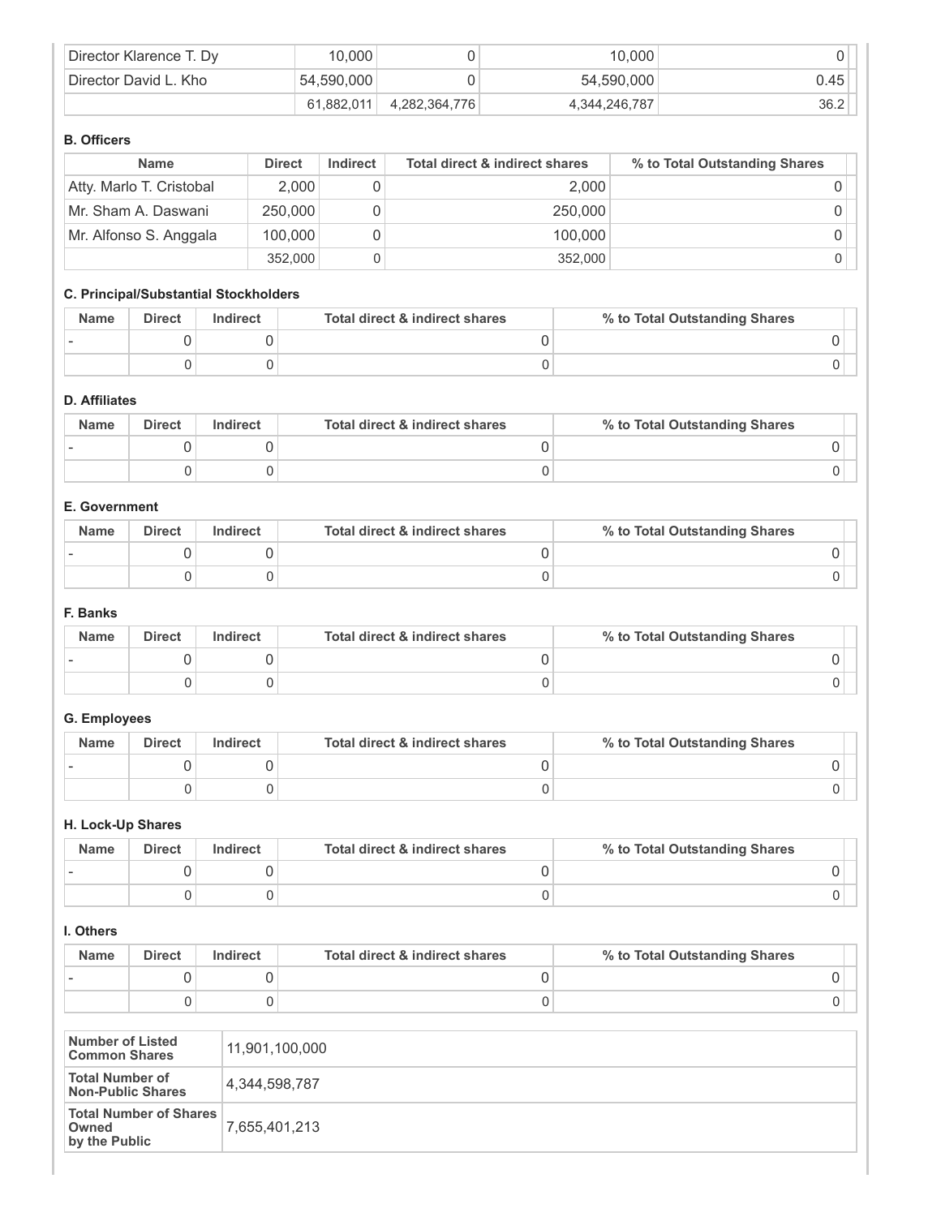| | | | | |
|---|---|---|---|---|
| Director Klarence T. Dy | 10,000 | 0 | 10,000 | 0 |
| Director David L. Kho | 54,590,000 | 0 | 54,590,000 | 0.45 |
| | 61,882,011 | 4,282,364,776 | 4,344,246,787 | 36.2 |

**B. Officers**

| Name | Direct | Indirect | Total direct & indirect shares | % to Total Outstanding Shares |
|---|---|---|---|---|
| Atty. Marlo T. Cristobal | 2,000 | 0 | 2,000 | 0 |
| Mr. Sham A. Daswani | 250,000 | 0 | 250,000 | 0 |
| Mr. Alfonso S. Anggala | 100,000 | 0 | 100,000 | 0 |
| | 352,000 | 0 | 352,000 | 0 |

**C. Principal/Substantial Stockholders**

| Name | Direct | Indirect | Total direct & indirect shares | % to Total Outstanding Shares |
|---|---|---|---|---|
| - | 0 | 0 | 0 | 0 |
| | 0 | 0 | 0 | 0 |

**D. Affiliates**

| Name | Direct | Indirect | Total direct & indirect shares | % to Total Outstanding Shares |
|---|---|---|---|---|
| - | 0 | 0 | 0 | 0 |
| | 0 | 0 | 0 | 0 |

**E. Government**

| Name | Direct | Indirect | Total direct & indirect shares | % to Total Outstanding Shares |
|---|---|---|---|---|
| - | 0 | 0 | 0 | 0 |
| | 0 | 0 | 0 | 0 |

**F. Banks**

| Name | Direct | Indirect | Total direct & indirect shares | % to Total Outstanding Shares |
|---|---|---|---|---|
| - | 0 | 0 | 0 | 0 |
| | 0 | 0 | 0 | 0 |

**G. Employees**

| Name | Direct | Indirect | Total direct & indirect shares | % to Total Outstanding Shares |
|---|---|---|---|---|
| - | 0 | 0 | 0 | 0 |
| | 0 | 0 | 0 | 0 |

**H. Lock-Up Shares**

| Name | Direct | Indirect | Total direct & indirect shares | % to Total Outstanding Shares |
|---|---|---|---|---|
| - | 0 | 0 | 0 | 0 |
| | 0 | 0 | 0 | 0 |

**I. Others**

| Name | Direct | Indirect | Total direct & indirect shares | % to Total Outstanding Shares |
|---|---|---|---|---|
| - | 0 | 0 | 0 | 0 |
| | 0 | 0 | 0 | 0 |

| | |
|---|---|
| **Number of Listed Common Shares** | 11,901,100,000 |
| **Total Number of Non-Public Shares** | 4,344,598,787 |
| **Total Number of Shares Owned by the Public** | 7,655,401,213 |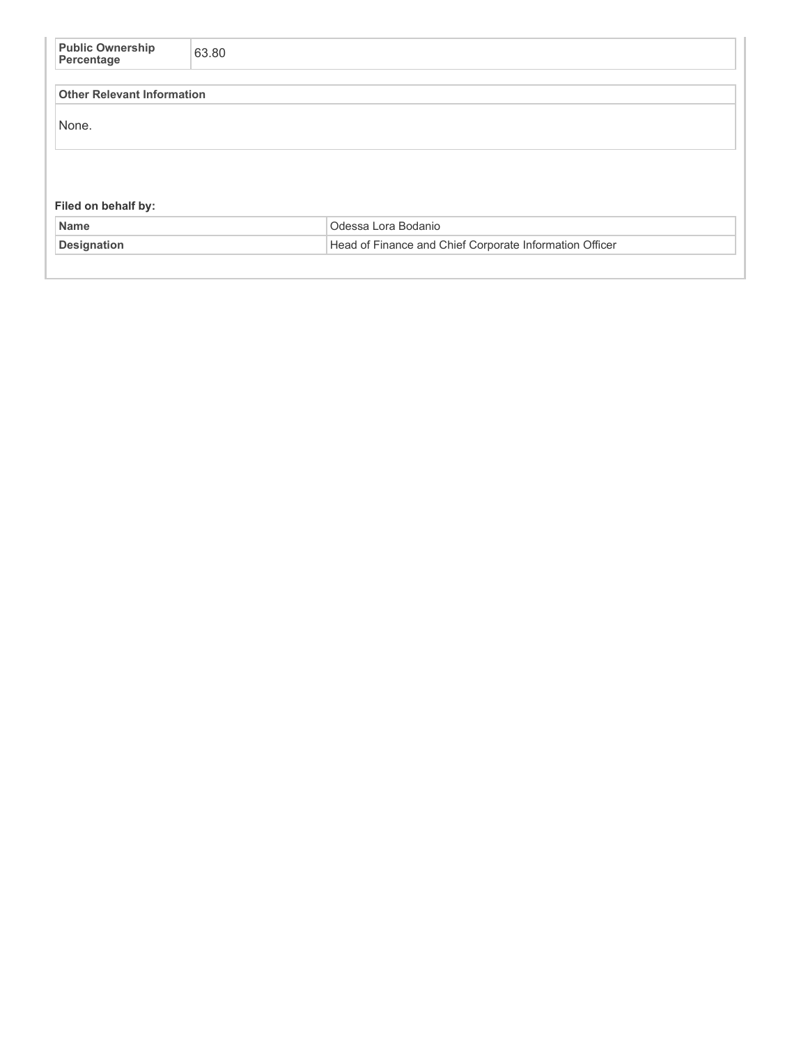| | |
|---|---|
| **Public Ownership Percentage** | 63.80 |

| **Other Relevant Information** |
|---|
| None. |

**Filed on behalf by:**

| | |
|---|---|
| **Name** | Odessa Lora Bodanio |
| **Designation** | Head of Finance and Chief Corporate Information Officer |